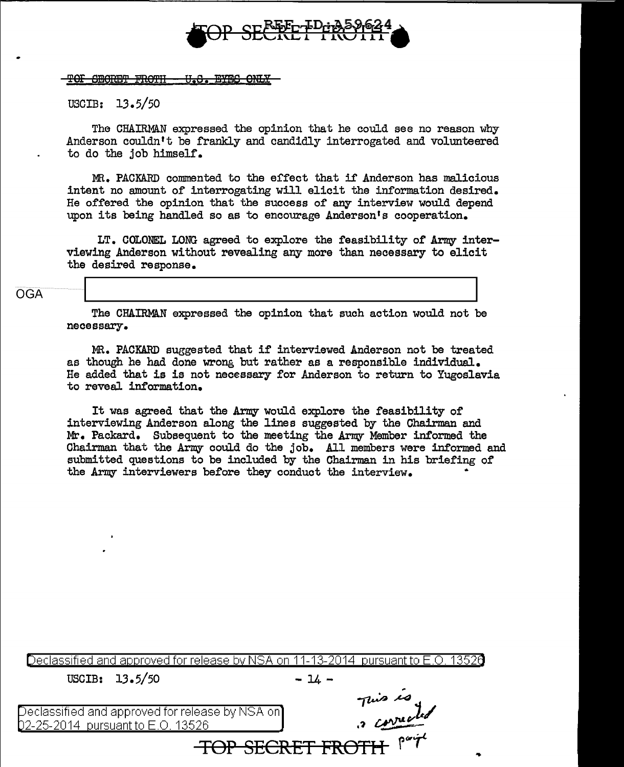TOP SECRET FROTH - U.S. EYES ONLY

USCIB: 13.5/50

The CHAIRMAN expressed the opinion that he could see no reason why Anderson couldn't be frankly and candidly interrogated and volunteered to do the job himself.

MR. PACKARD commented to the effect that if Anderson has malicious intent no amount of interrogating will elicit the information desired. He offered the opinion that the success of any interview would depend upon its being handled so as to encourage Anderson's cooperation.

LT. COLONEL LONG agreed to explore the feasibility of Army interviewing Anderson without revealing any more than necessary to elicit the desired response.

OGA [redacted]

The CHAIRMAN expressed the opinion that such action would not be necessary.

MR. PACKARD suggested that if interviewed Anderson not be treated as though he had done wrong but rather as a responsible individual. He added that is is not necessary for Anderson to return to Yugoslavia to reveal information.

It was agreed that the Army would explore the feasibility of interviewing Anderson along the lines suggested by the Chairman and Mr. Packard. Subsequent to the meeting the Army Member informed the Chairman that the Army could do the job. All members were informed and submitted questions to be included by the Chairman in his briefing of the Army interviewers before they conduct the interview.

Declassified and approved for release by NSA on 11-13-2014 pursuant to E.O. 13526

USCIB: 13.5/50

Declassified and approved for release by NSA on 02-25-2014 pursuant to E.O. 13526

This is a corrected page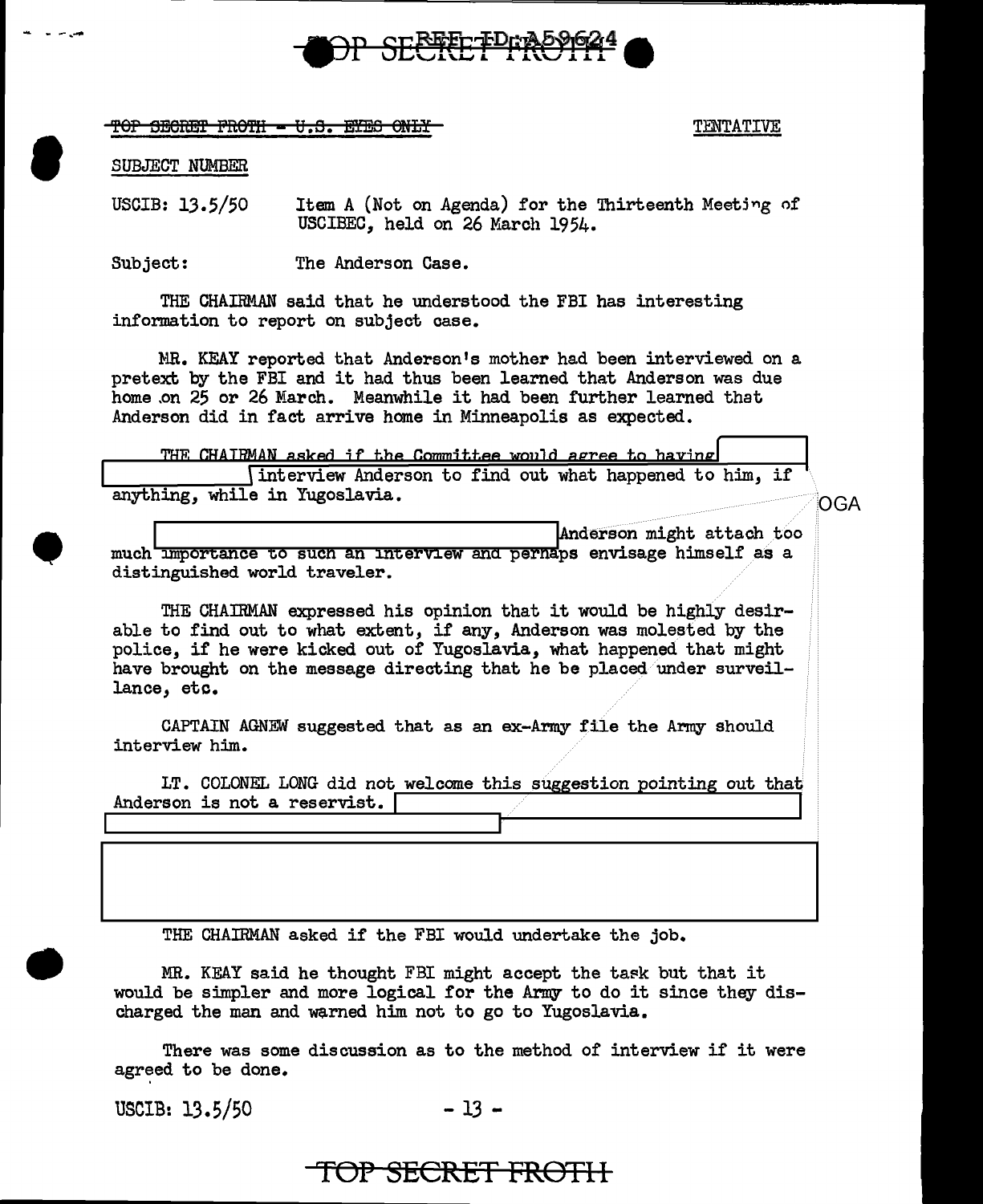~~TOP SECRET FROTH - U.S. EYES ONLY~~

TENTATIVE

SUBJECT NUMBER

USCIB: 13.5/50 Item A (Not on Agenda) for the Thirteenth Meeting of USCIBEC, held on 26 March 1954.

Subject: The Anderson Case.

THE CHAIRMAN said that he understood the FBI has interesting information to report on subject case.

MR. KEAY reported that Anderson's mother had been interviewed on a pretext by the FBI and it had thus been learned that Anderson was due home on 25 or 26 March. Meanwhile it had been further learned that Anderson did in fact arrive home in Minneapolis as expected.

THE CHAIRMAN asked if the Committee would agree to having [redacted] interview Anderson to find out what happened to him, if anything, while in Yugoslavia.

OGA

[redacted] Anderson might attach too much importance to such an interview and perhaps envisage himself as a distinguished world traveler.

THE CHAIRMAN expressed his opinion that it would be highly desirable to find out to what extent, if any, Anderson was molested by the police, if he were kicked out of Yugoslavia, what happened that might have brought on the message directing that he be placed under surveillance, etc.

CAPTAIN AGNEW suggested that as an ex-Army file the Army should interview him.

LT. COLONEL LONG did not welcome this suggestion pointing out that Anderson is not a reservist. [redacted]

[redacted]

THE CHAIRMAN asked if the FBI would undertake the job.

MR. KEAY said he thought FBI might accept the task but that it would be simpler and more logical for the Army to do it since they discharged the man and warned him not to go to Yugoslavia.

There was some discussion as to the method of interview if it were agreed to be done.

USCIB: 13.5/50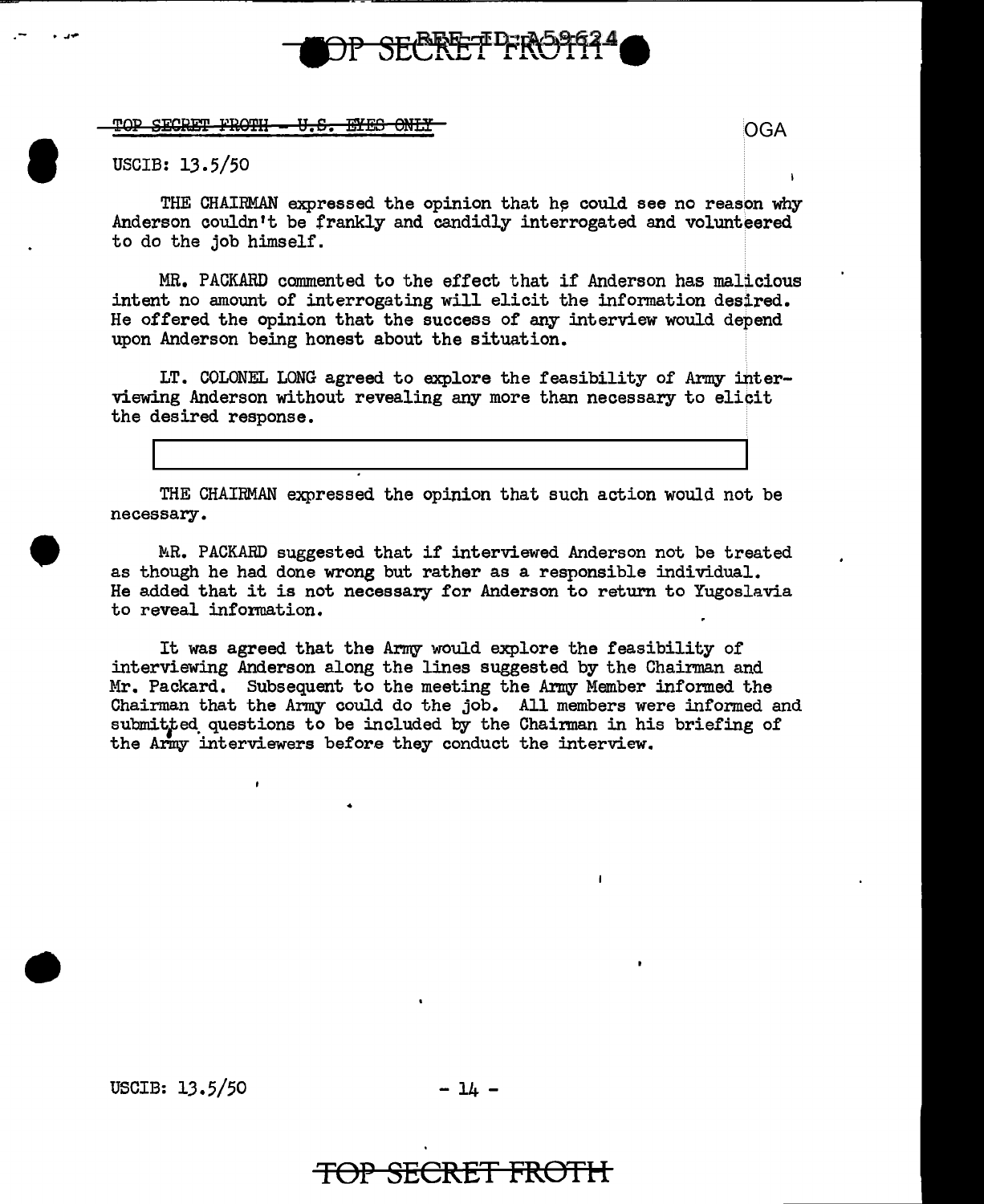TOP SECRET FROTH - U.S. EYES ONLY

OGA

USCIB: 13.5/50

THE CHAIRMAN expressed the opinion that he could see no reason why Anderson couldn't be frankly and candidly interrogated and volunteered to do the job himself.

MR. PACKARD commented to the effect that if Anderson has malicious intent no amount of interrogating will elicit the information desired. He offered the opinion that the success of any interview would depend upon Anderson being honest about the situation.

LT. COLONEL LONG agreed to explore the feasibility of Army interviewing Anderson without revealing any more than necessary to elicit the desired response.

THE CHAIRMAN expressed the opinion that such action would not be necessary.

MR. PACKARD suggested that if interviewed Anderson not be treated as though he had done wrong but rather as a responsible individual. He added that it is not necessary for Anderson to return to Yugoslavia to reveal information.

It was agreed that the Army would explore the feasibility of interviewing Anderson along the lines suggested by the Chairman and Mr. Packard. Subsequent to the meeting the Army Member informed the Chairman that the Army could do the job. All members were informed and submitted questions to be included by the Chairman in his briefing of the Army interviewers before they conduct the interview.

USCIB: 13.5/50